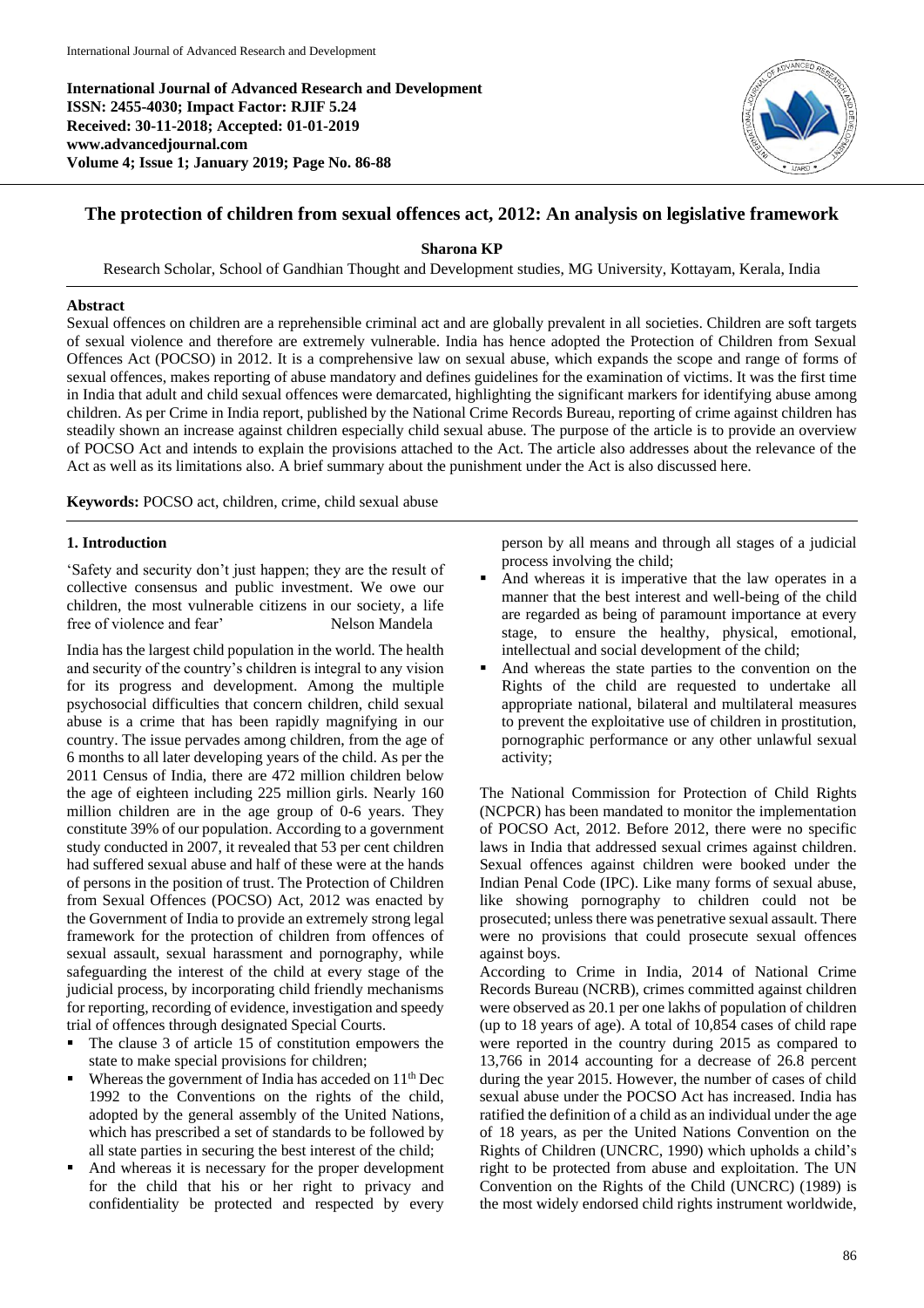**International Journal of Advanced Research and Development**
**ISSN: 2455-4030; Impact Factor: RJIF 5.24**
**Received: 30-11-2018; Accepted: 01-01-2019**
**www.advancedjournal.com**
**Volume 4; Issue 1; January 2019; Page No. 86-88**

# The protection of children from sexual offences act, 2012: An analysis on legislative framework

**Sharona KP**

Research Scholar, School of Gandhian Thought and Development studies, MG University, Kottayam, Kerala, India

**Abstract**

Sexual offences on children are a reprehensible criminal act and are globally prevalent in all societies. Children are soft targets of sexual violence and therefore are extremely vulnerable. India has hence adopted the Protection of Children from Sexual Offences Act (POCSO) in 2012. It is a comprehensive law on sexual abuse, which expands the scope and range of forms of sexual offences, makes reporting of abuse mandatory and defines guidelines for the examination of victims. It was the first time in India that adult and child sexual offences were demarcated, highlighting the significant markers for identifying abuse among children. As per Crime in India report, published by the National Crime Records Bureau, reporting of crime against children has steadily shown an increase against children especially child sexual abuse. The purpose of the article is to provide an overview of POCSO Act and intends to explain the provisions attached to the Act. The article also addresses about the relevance of the Act as well as its limitations also. A brief summary about the punishment under the Act is also discussed here.

**Keywords:** POCSO act, children, crime, child sexual abuse

## 1. Introduction

'Safety and security don't just happen; they are the result of collective consensus and public investment. We owe our children, the most vulnerable citizens in our society, a life free of violence and fear' Nelson Mandela

India has the largest child population in the world. The health and security of the country's children is integral to any vision for its progress and development. Among the multiple psychosocial difficulties that concern children, child sexual abuse is a crime that has been rapidly magnifying in our country. The issue pervades among children, from the age of 6 months to all later developing years of the child. As per the 2011 Census of India, there are 472 million children below the age of eighteen including 225 million girls. Nearly 160 million children are in the age group of 0-6 years. They constitute 39% of our population. According to a government study conducted in 2007, it revealed that 53 per cent children had suffered sexual abuse and half of these were at the hands of persons in the position of trust. The Protection of Children from Sexual Offences (POCSO) Act, 2012 was enacted by the Government of India to provide an extremely strong legal framework for the protection of children from offences of sexual assault, sexual harassment and pornography, while safeguarding the interest of the child at every stage of the judicial process, by incorporating child friendly mechanisms for reporting, recording of evidence, investigation and speedy trial of offences through designated Special Courts.

- The clause 3 of article 15 of constitution empowers the state to make special provisions for children;
- Whereas the government of India has acceded on 11th Dec 1992 to the Conventions on the rights of the child, adopted by the general assembly of the United Nations, which has prescribed a set of standards to be followed by all state parties in securing the best interest of the child;
- And whereas it is necessary for the proper development for the child that his or her right to privacy and confidentiality be protected and respected by every person by all means and through all stages of a judicial process involving the child;
- And whereas it is imperative that the law operates in a manner that the best interest and well-being of the child are regarded as being of paramount importance at every stage, to ensure the healthy, physical, emotional, intellectual and social development of the child;
- And whereas the state parties to the convention on the Rights of the child are requested to undertake all appropriate national, bilateral and multilateral measures to prevent the exploitative use of children in prostitution, pornographic performance or any other unlawful sexual activity;

The National Commission for Protection of Child Rights (NCPCR) has been mandated to monitor the implementation of POCSO Act, 2012. Before 2012, there were no specific laws in India that addressed sexual crimes against children. Sexual offences against children were booked under the Indian Penal Code (IPC). Like many forms of sexual abuse, like showing pornography to children could not be prosecuted; unless there was penetrative sexual assault. There were no provisions that could prosecute sexual offences against boys.

According to Crime in India, 2014 of National Crime Records Bureau (NCRB), crimes committed against children were observed as 20.1 per one lakhs of population of children (up to 18 years of age). A total of 10,854 cases of child rape were reported in the country during 2015 as compared to 13,766 in 2014 accounting for a decrease of 26.8 percent during the year 2015. However, the number of cases of child sexual abuse under the POCSO Act has increased. India has ratified the definition of a child as an individual under the age of 18 years, as per the United Nations Convention on the Rights of Children (UNCRC, 1990) which upholds a child's right to be protected from abuse and exploitation. The UN Convention on the Rights of the Child (UNCRC) (1989) is the most widely endorsed child rights instrument worldwide,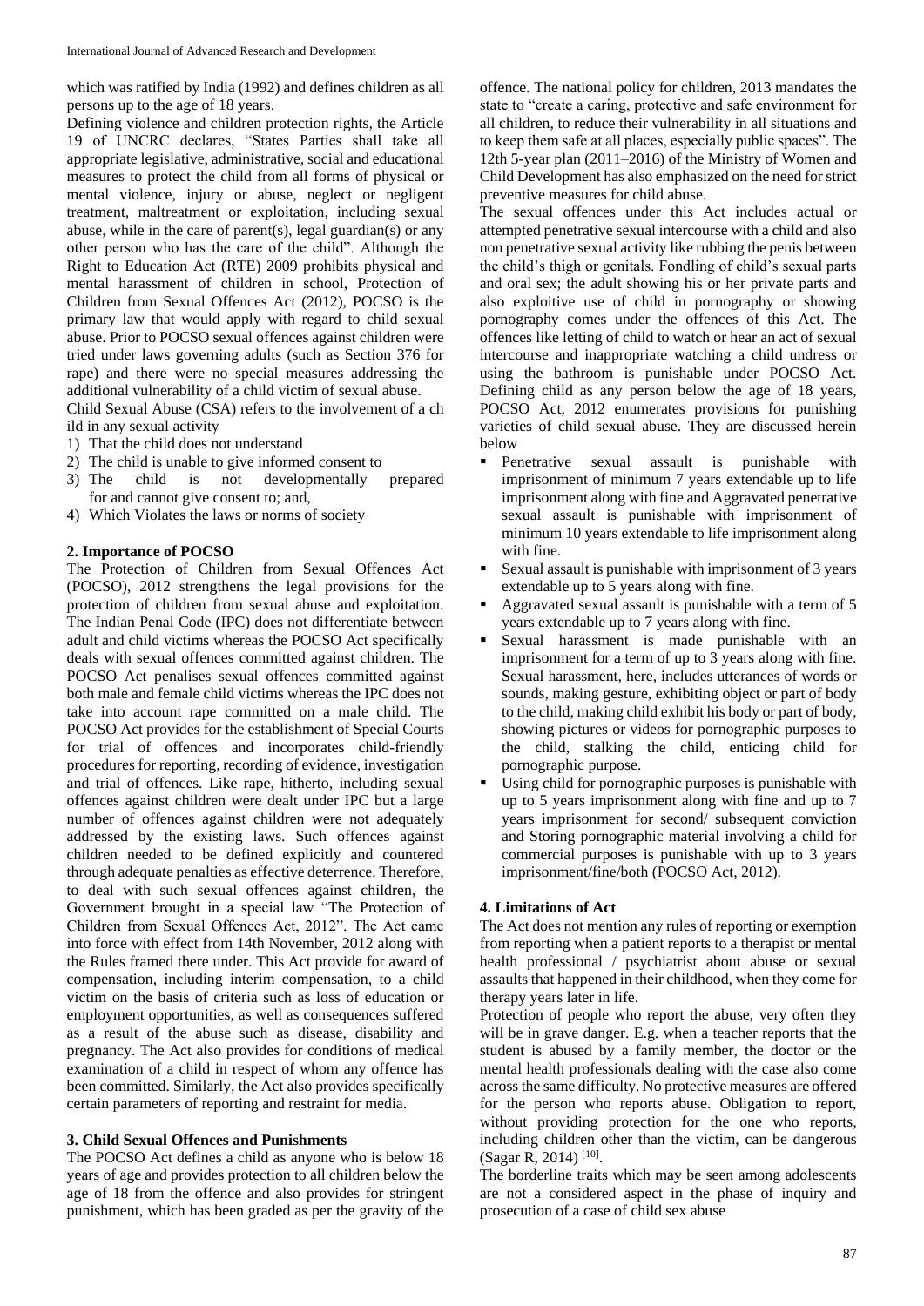which was ratified by India (1992) and defines children as all persons up to the age of 18 years.

Defining violence and children protection rights, the Article 19 of UNCRC declares, "States Parties shall take all appropriate legislative, administrative, social and educational measures to protect the child from all forms of physical or mental violence, injury or abuse, neglect or negligent treatment, maltreatment or exploitation, including sexual abuse, while in the care of parent(s), legal guardian(s) or any other person who has the care of the child". Although the Right to Education Act (RTE) 2009 prohibits physical and mental harassment of children in school, Protection of Children from Sexual Offences Act (2012), POCSO is the primary law that would apply with regard to child sexual abuse. Prior to POCSO sexual offences against children were tried under laws governing adults (such as Section 376 for rape) and there were no special measures addressing the additional vulnerability of a child victim of sexual abuse.

Child Sexual Abuse (CSA) refers to the involvement of a ch ild in any sexual activity

1) That the child does not understand
2) The child is unable to give informed consent to
3) The child is not developmentally prepared for and cannot give consent to; and,
4) Which Violates the laws or norms of society

## 2. Importance of POCSO

The Protection of Children from Sexual Offences Act (POCSO), 2012 strengthens the legal provisions for the protection of children from sexual abuse and exploitation. The Indian Penal Code (IPC) does not differentiate between adult and child victims whereas the POCSO Act specifically deals with sexual offences committed against children. The POCSO Act penalises sexual offences committed against both male and female child victims whereas the IPC does not take into account rape committed on a male child. The POCSO Act provides for the establishment of Special Courts for trial of offences and incorporates child-friendly procedures for reporting, recording of evidence, investigation and trial of offences. Like rape, hitherto, including sexual offences against children were dealt under IPC but a large number of offences against children were not adequately addressed by the existing laws. Such offences against children needed to be defined explicitly and countered through adequate penalties as effective deterrence. Therefore, to deal with such sexual offences against children, the Government brought in a special law "The Protection of Children from Sexual Offences Act, 2012". The Act came into force with effect from 14th November, 2012 along with the Rules framed there under. This Act provide for award of compensation, including interim compensation, to a child victim on the basis of criteria such as loss of education or employment opportunities, as well as consequences suffered as a result of the abuse such as disease, disability and pregnancy. The Act also provides for conditions of medical examination of a child in respect of whom any offence has been committed. Similarly, the Act also provides specifically certain parameters of reporting and restraint for media.

## 3. Child Sexual Offences and Punishments

The POCSO Act defines a child as anyone who is below 18 years of age and provides protection to all children below the age of 18 from the offence and also provides for stringent punishment, which has been graded as per the gravity of the offence. The national policy for children, 2013 mandates the state to "create a caring, protective and safe environment for all children, to reduce their vulnerability in all situations and to keep them safe at all places, especially public spaces". The 12th 5-year plan (2011–2016) of the Ministry of Women and Child Development has also emphasized on the need for strict preventive measures for child abuse.

The sexual offences under this Act includes actual or attempted penetrative sexual intercourse with a child and also non penetrative sexual activity like rubbing the penis between the child's thigh or genitals. Fondling of child's sexual parts and oral sex; the adult showing his or her private parts and also exploitive use of child in pornography or showing pornography comes under the offences of this Act. The offences like letting of child to watch or hear an act of sexual intercourse and inappropriate watching a child undress or using the bathroom is punishable under POCSO Act. Defining child as any person below the age of 18 years, POCSO Act, 2012 enumerates provisions for punishing varieties of child sexual abuse. They are discussed herein below

- Penetrative sexual assault is punishable with imprisonment of minimum 7 years extendable up to life imprisonment along with fine and Aggravated penetrative sexual assault is punishable with imprisonment of minimum 10 years extendable to life imprisonment along with fine.
- Sexual assault is punishable with imprisonment of 3 years extendable up to 5 years along with fine.
- Aggravated sexual assault is punishable with a term of 5 years extendable up to 7 years along with fine.
- Sexual harassment is made punishable with an imprisonment for a term of up to 3 years along with fine. Sexual harassment, here, includes utterances of words or sounds, making gesture, exhibiting object or part of body to the child, making child exhibit his body or part of body, showing pictures or videos for pornographic purposes to the child, stalking the child, enticing child for pornographic purpose.
- Using child for pornographic purposes is punishable with up to 5 years imprisonment along with fine and up to 7 years imprisonment for second/ subsequent conviction and Storing pornographic material involving a child for commercial purposes is punishable with up to 3 years imprisonment/fine/both (POCSO Act, 2012).

## 4. Limitations of Act

The Act does not mention any rules of reporting or exemption from reporting when a patient reports to a therapist or mental health professional / psychiatrist about abuse or sexual assaults that happened in their childhood, when they come for therapy years later in life.

Protection of people who report the abuse, very often they will be in grave danger. E.g. when a teacher reports that the student is abused by a family member, the doctor or the mental health professionals dealing with the case also come across the same difficulty. No protective measures are offered for the person who reports abuse. Obligation to report, without providing protection for the one who reports, including children other than the victim, can be dangerous (Sagar R, 2014) [10].

The borderline traits which may be seen among adolescents are not a considered aspect in the phase of inquiry and prosecution of a case of child sex abuse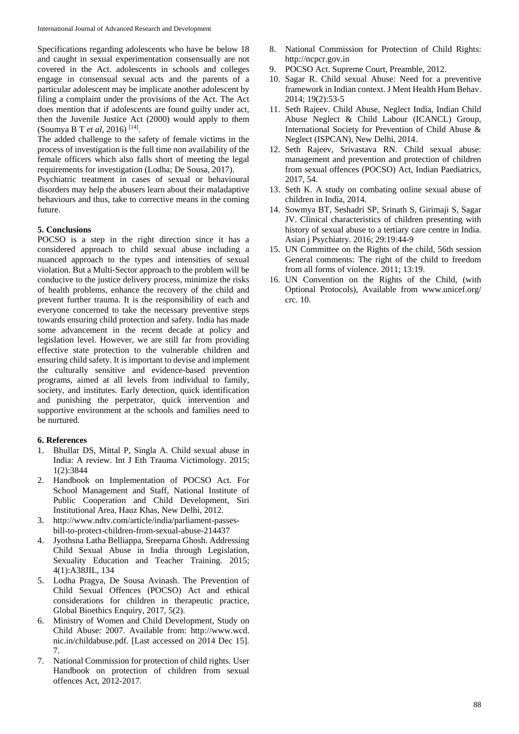Specifications regarding adolescents who have be below 18 and caught in sexual experimentation consensually are not covered in the Act. adolescents in schools and colleges engage in consensual sexual acts and the parents of a particular adolescent may be implicate another adolescent by filing a complaint under the provisions of the Act. The Act does mention that if adolescents are found guilty under act, then the Juvenile Justice Act (2000) would apply to them (Soumya B T *et al*, 2016) [14].

The added challenge to the safety of female victims in the process of investigation is the full time non availability of the female officers which also falls short of meeting the legal requirements for investigation (Lodha; De Sousa, 2017).

Psychiatric treatment in cases of sexual or behavioural disorders may help the abusers learn about their maladaptive behaviours and thus, take to corrective means in the coming future.

## 5. Conclusions

POCSO is a step in the right direction since it has a considered approach to child sexual abuse including a nuanced approach to the types and intensities of sexual violation. But a Multi‐Sector approach to the problem will be conducive to the justice delivery process, minimize the risks of health problems, enhance the recovery of the child and prevent further trauma. It is the responsibility of each and everyone concerned to take the necessary preventive steps towards ensuring child protection and safety. India has made some advancement in the recent decade at policy and legislation level. However, we are still far from providing effective state protection to the vulnerable children and ensuring child safety. It is important to devise and implement the culturally sensitive and evidence-based prevention programs, aimed at all levels from individual to family, society, and institutes. Early detection, quick identification and punishing the perpetrator, quick intervention and supportive environment at the schools and families need to be nurtured.

## 6. References

1. Bhullar DS, Mittal P, Singla A. Child sexual abuse in India: A review. Int J Eth Trauma Victimology. 2015; 1(2):3844
2. Handbook on Implementation of POCSO Act. For School Management and Staff, National Institute of Public Cooperation and Child Development, Siri Institutional Area, Hauz Khas, New Delhi, 2012.
3. http://www.ndtv.com/article/india/parliament-passes-bill-to-protect-children-from-sexual-abuse-214437
4. Jyothsna Latha Belliappa, Sreeparna Ghosh. Addressing Child Sexual Abuse in India through Legislation, Sexuality Education and Teacher Training. 2015; 4(1):A38JIL, 134
5. Lodha Pragya, De Sousa Avinash. The Prevention of Child Sexual Offences (POCSO) Act and ethical considerations for children in therapeutic practice, Global Bioethics Enquiry, 2017, 5(2).
6. Ministry of Women and Child Development, Study on Child Abuse: 2007. Available from: http://www.wcd. nic.in/childabuse.pdf. [Last accessed on 2014 Dec 15]. 7.
7. National Commission for protection of child rights. User Handbook on protection of children from sexual offences Act, 2012-2017.
8. National Commission for Protection of Child Rights: http://ncpcr.gov.in
9. POCSO Act. Supreme Court, Preamble, 2012.
10. Sagar R. Child sexual Abuse: Need for a preventive framework in Indian context. J Ment Health Hum Behav. 2014; 19(2):53-5
11. Seth Rajeev. Child Abuse, Neglect India, Indian Child Abuse Neglect & Child Labour (ICANCL) Group, International Society for Prevention of Child Abuse & Neglect (ISPCAN), New Delhi, 2014.
12. Seth Rajeev, Srivastava RN. Child sexual abuse: management and prevention and protection of children from sexual offences (POCSO) Act, Indian Paediatrics, 2017, 54.
13. Seth K. A study on combating online sexual abuse of children in India, 2014.
14. Sowmya BT, Seshadri SP, Srinath S, Girimaji S, Sagar JV. Clinical characteristics of children presenting with history of sexual abuse to a tertiary care centre in India. Asian j Psychiatry. 2016; 29:19:44-9
15. UN Committee on the Rights of the child, 56th session General comments: The right of the child to freedom from all forms of violence. 2011; 13:19.
16. UN Convention on the Rights of the Child, (with Optional Protocols), Available from www.unicef.org/ crc. 10.